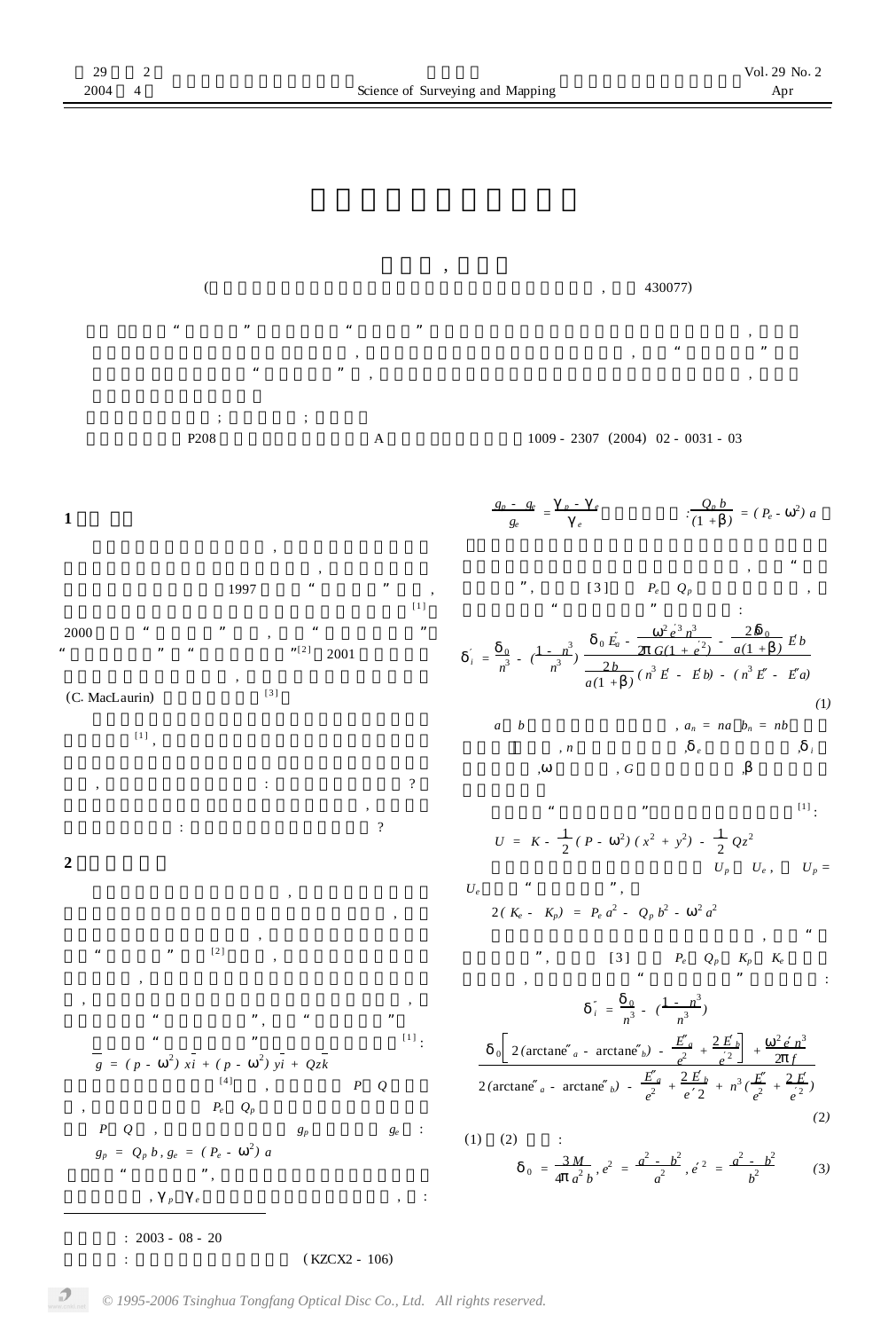( , 430077)

: P208 A 1009 - 2307 (2004) 02 - 0031 - 03

## 1

1997 [1] 2000 [2] 2001 (C. MacLaurin) [3]

[1]

## 2

[2] [1]:

$$\bar{g} = (p - \omega^2) x\bar{i} + (p - \omega^2) y\bar{j} + Qz\bar{k}$$

[4] , $P$ $Q$ , $P_e$ $Q_p$ , $P$ $Q$ , $g_p$ $g_e$ :

$$g_p = Q_p b, \quad g_e = (P_e - \omega^2) a$$

, $\gamma_p$ $\gamma_e$ :

$$\frac{g_p - g_e}{g_e} = \frac{\gamma_p - \gamma_e}{\gamma_e} \qquad : \frac{Q_p b}{(1 + \beta)} = (P_e - \omega^2) a$$

[3] $P_e$ $Q_p$ :

$$\delta_i' = \frac{\delta_0}{n^3} - \left(\frac{1 - n^3}{n^3}\right) \frac{\delta_0 E_a' - \frac{\omega^2 e'^3 n^3}{2\pi G(1 + e'^2)} - \frac{2b\delta_0}{a(1 + \beta)} E_b'}{\frac{2b}{a(1 + \beta)} (n^3 E' - E_b') - (n^3 E'' - E_a'')} \tag{1}$$

$a$ $b$ , $a_n = na$ $b_n = nb$ , $n$ , $\delta_e$ , $\delta_i$ , $\omega$ , $G$ , $\beta$

[1]:

$$U = K - \frac{1}{2} (P - \omega^2) (x^2 + y^2) - \frac{1}{2} Qz^2$$

$U_p$ $U_e$ , $U_p = U_e$ ,

$$2(K_e - K_p) = P_e a^2 - Q_p b^2 - \omega^2 a^2$$

[3] $P_e$ $Q_p$ $K_p$ $K_e$ :

$$\delta_i'' = \frac{\delta_0}{n^3} - \left(\frac{1 - n^3}{n^3}\right) \frac{\delta_0 \left[ 2(\arctan e''_a - \arctan e''_b) - \frac{E''_a}{e^2} + \frac{2E'_b}{e'^2} \right] + \frac{\omega^2 e' n^3}{2\pi f}}{2(\arctan e''_a - \arctan e''_b) - \frac{E''_a}{e^2} + \frac{2E'_b}{e'^2} + n^3 \left( \frac{E''}{e^2} + \frac{2E'}{e'^2} \right)} \tag{2}$$

(1) (2) :

$$\delta_0 = \frac{3M}{4\pi a^2 b}, \quad e^2 = \frac{a^2 - b^2}{a^2}, \quad e'^2 = \frac{a^2 - b^2}{b^2} \tag{3}$$

---

: 2003 - 08 - 20

: (KZCX2 - 106)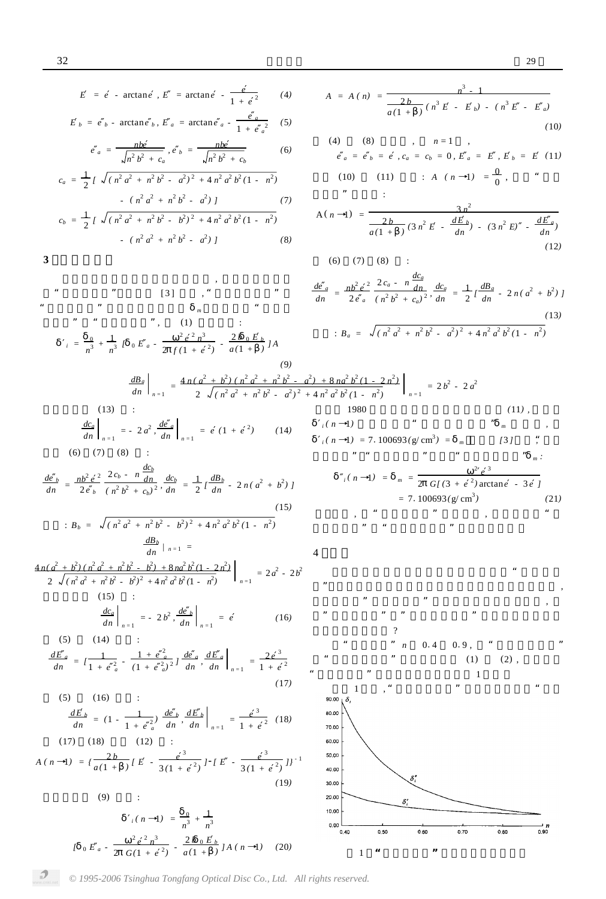$$E' = e' - \arctan e', \quad E'' = \arctan e' - \frac{e'}{1+e'^2} \tag{4}$$

$$E'_b = e''_b - \arctan e''_b, \quad E''_a = \arctan e''_a - \frac{e''_a}{1+e''^2_a} \tag{5}$$

$$e''_a = \frac{nbe'}{\sqrt{n^2b^2+c_a}}, \quad e''_b = \frac{nbe'}{\sqrt{n^2b^2+c_b}} \tag{6}$$

$$c_a = \frac{1}{2}\left[\sqrt{(n^2a^2+n^2b^2-a^2)^2+4n^2a^2b^2(1-n^2)} - (n^2a^2+n^2b^2-a^2)\right] \tag{7}$$

$$c_b = \frac{1}{2}\left[\sqrt{(n^2a^2+n^2b^2-b^2)^2+4n^2a^2b^2(1-n^2)} - (n^2a^2+n^2b^2-a^2)\right] \tag{8}$$

## 3

， “ ” [3] ，“ ” “ ” $\delta_m$ “ ” “ ”， (1) ：

$$\delta'_i = \frac{\delta_0}{n^3} + \frac{1}{n^3}\left[\delta_0 E''_a - \frac{\omega^2 e'^2 n^3}{2\pi f(1+e'^2)} - \frac{2b\delta_0 E'_b}{a(1+\beta)}\right]A \tag{9}$$

$$A = A(n) = \frac{n^3-1}{\frac{2b}{a(1+\beta)}(n^3E' - E'_b) - (n^3E'' - E''_a)} \tag{10}$$

(4) (8) ， $n=1$ ，

$$e''_a = e''_b = e', \quad c_a = c_b = 0, \quad E''_a = E'', \quad E'_b = E' \tag{11}$$

(10) (11) ： $A(n\to 1) = \frac{0}{0}$ ，“ ” ：

$$A(n\to 1) = \frac{3n^2}{\frac{2b}{a(1+\beta)}\left(3n^2E' - \frac{dE'_b}{dn}\right) - \left(3n^2E'' - \frac{dE''_a}{dn}\right)} \tag{12}$$

(6) (7) (8) ：

$$\frac{de''_a}{dn} = \frac{nb^2e'^2}{2e''_a}\,\frac{2c_a - n\frac{dc_a}{dn}}{(n^2b^2+c_a)^2}, \quad \frac{dc_a}{dn} = \frac{1}{2}\left[\frac{dB_a}{dn} - 2n(a^2+b^2)\right] \tag{13}$$

：$B_a = \sqrt{(n^2a^2+n^2b^2-a^2)^2+4n^2a^2b^2(1-n^2)}$

$$\left.\frac{dB_a}{dn}\right|_{n=1} = \left.\frac{4n(a^2+b^2)(n^2a^2+n^2b^2-a^2)+8na^2b^2(1-2n^2)}{2\sqrt{(n^2a^2+n^2b^2-a^2)^2+4n^2a^2b^2(1-n^2)}}\right|_{n=1} = 2b^2-2a^2$$

(13) ：

$$\left.\frac{dc_a}{dn}\right|_{n=1} = -2a^2, \quad \left.\frac{de''_a}{dn}\right|_{n=1} = e'(1+e'^2) \tag{14}$$

(6) (7) (8) ：

$$\frac{de''_b}{dn} = \frac{nb^2e'^2}{2e''_b}\,\frac{2c_b - n\frac{dc_b}{dn}}{(n^2b^2+c_b)^2}, \quad \frac{dc_b}{dn} = \frac{1}{2}\left[\frac{dB_b}{dn} - 2n(a^2+b^2)\right] \tag{15}$$

：$B_b = \sqrt{(n^2a^2+n^2b^2-b^2)^2+4n^2a^2b^2(1-n^2)}$

$$\left.\frac{dB_b}{dn}\right|_{n=1} = \left.\frac{4n(a^2+b^2)(n^2a^2+n^2b^2-b^2)+8na^2b^2(1-2n^2)}{2\sqrt{(n^2a^2+n^2b^2-b^2)^2+4n^2a^2b^2(1-n^2)}}\right|_{n=1} = 2a^2-2b^2$$

(15) ：

$$\left.\frac{dc_a}{dn}\right|_{n=1} = -2b^2, \quad \left.\frac{de''_b}{dn}\right|_{n=1} = e' \tag{16}$$

(5) (14) ：

$$\frac{dE''_a}{dn} = \left[\frac{1}{1+e''^2_a} - \frac{1+e''^2_a}{(1+e''^2_a)^2}\right]\frac{de''_a}{dn}, \quad \left.\frac{dE''_a}{dn}\right|_{n=1} = \frac{2e'^3}{1+e'^2} \tag{17}$$

(5) (16) ：

$$\frac{dE'_b}{dn} = \left(1 - \frac{1}{1+e''^2_a}\right)\frac{de''_b}{dn}, \quad \left.\frac{dE'_b}{dn}\right|_{n=1} = \frac{e'^3}{1+e'^2} \tag{18}$$

(17) (18) (12) ：

$$A(n\to 1) = \left\{\frac{2b}{a(1+\beta)}\left[E' - \frac{e'^3}{3(1+e'^2)}\right] - \left[E'' - \frac{e'^3}{3(1+e'^2)}\right]\right\}^{-1} \tag{19}$$

(9) ：

$$\delta'_i(n\to 1) = \frac{\delta_0}{n^3} + \frac{1}{n^3}\left[\delta_0 E''_a - \frac{\omega^2 e'^2 n^3}{2\pi G(1+e'^2)} - \frac{2b\delta_0 E'_b}{a(1+\beta)}\right]A(n\to 1) \tag{20}$$

1980 (11)， $\delta'_i(n\to 1)$ “ ”$\delta_m$ ， $\delta'_i(n\to 1) = 7.100693(g/cm^3) = \delta_m$ [3] “ ” “ ” “ ”$\delta_m$：

$$\delta''_i(n\to 1) = \delta_m = \frac{\omega^{2\prime} e'^3}{2\pi G[(3+e'^2)\arctan e' - 3e']} = 7.100693(g/cm^3) \tag{21}$$

，“ ” ， “ ” “ ”

## 4

“ ” ， ” ” ， ” ” ” ” ？

“ ” $n$ 0.4 0.9 ，“ ” “ ” (1) (2)， “ ” 1

1 ，“ ” “

1 “ ”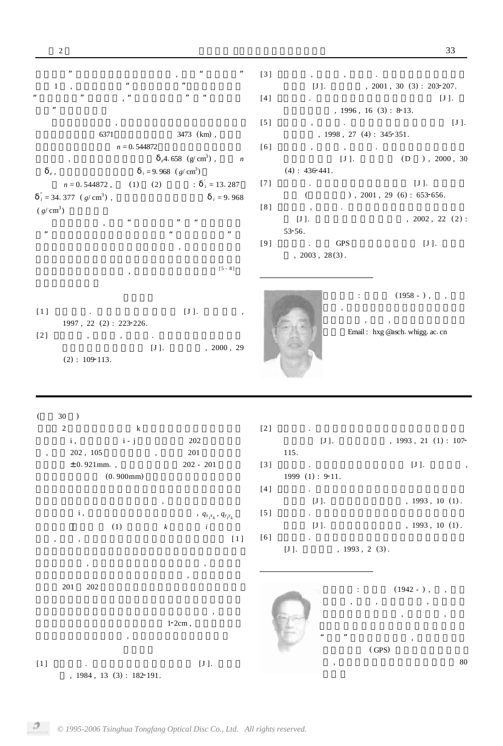” ， “ ”

1 ， “ ”

“ ” ， “ ” “

”

，

6371 3473 (km) ，

$n = 0.544872$

， $\delta_e 4.658$ $(g/cm^3)$ ， $n$

$\delta_e$ ， $\delta_i = 9.968$ $(g/cm^3)$

$n = 0.544872$ ， (1) (2) ： $\delta_i^{'} = 13.287$

$\delta_i^{''} = 34.377$ $(g/cm^3)$ ， $\delta_i = 9.968$

$(g/cm^3)$

， “ ” “

” “ ”

，

， [5 - 8]

[1] . [J]. ， 1997 , 22 (2) : 223-226.

[2] ， ， . [J]. ， 2000 , 29 (2) : 109-113.

[3] ， ， . [J]. ， 2001 , 30 (3) : 203-207.

[4] . [J]. ， 1996 , 16 (3) : 8-13.

[5] ， . [J]. ， 1998 , 27 (4) : 345-351.

[6] ， ， . [J]. (D ) , 2000 , 30 (4) : 436-441.

[7] . [J]. ( ) , 2001 , 29 (6) : 653-656.

[8] ， . [J]. ， 2002 , 22 (2) : 53-56.

[9] . GPS [J]. ， 2003 , 28(3) .

: (1958 - ) ， ，

， ， ， ，

Email : hxg @asch. whigg. ac. cn

( 30 )

2 k

i ， i - j 202

， 202 , 105 ， 201

± 0.921mm. ， 202 - 201

(0.900mm)

，

i ， ， $q_{x_i x_k}$ , $q_{y_i y_k}$

(1) $k$ $i$

， ， [1]

， ，

，

201 202

，

1-2cm ，

，

[1] . [J]. ， 1984 , 13 (3) : 182-191.

[2] . [J]. ， 1993 , 21 (1) : 107-115.

[3] . [J]. ， 1999 (1) : 9-11.

[4] . [J]. ， 1993 , 10 (1) .

[5] . [J]. ， 1993 , 10 (1) .

[6] . [J]. ， 1993 , 2 (3) .

: (1942 - ) ， ，

， ， ，

， ，

“ ” ，

(GPS)

， 80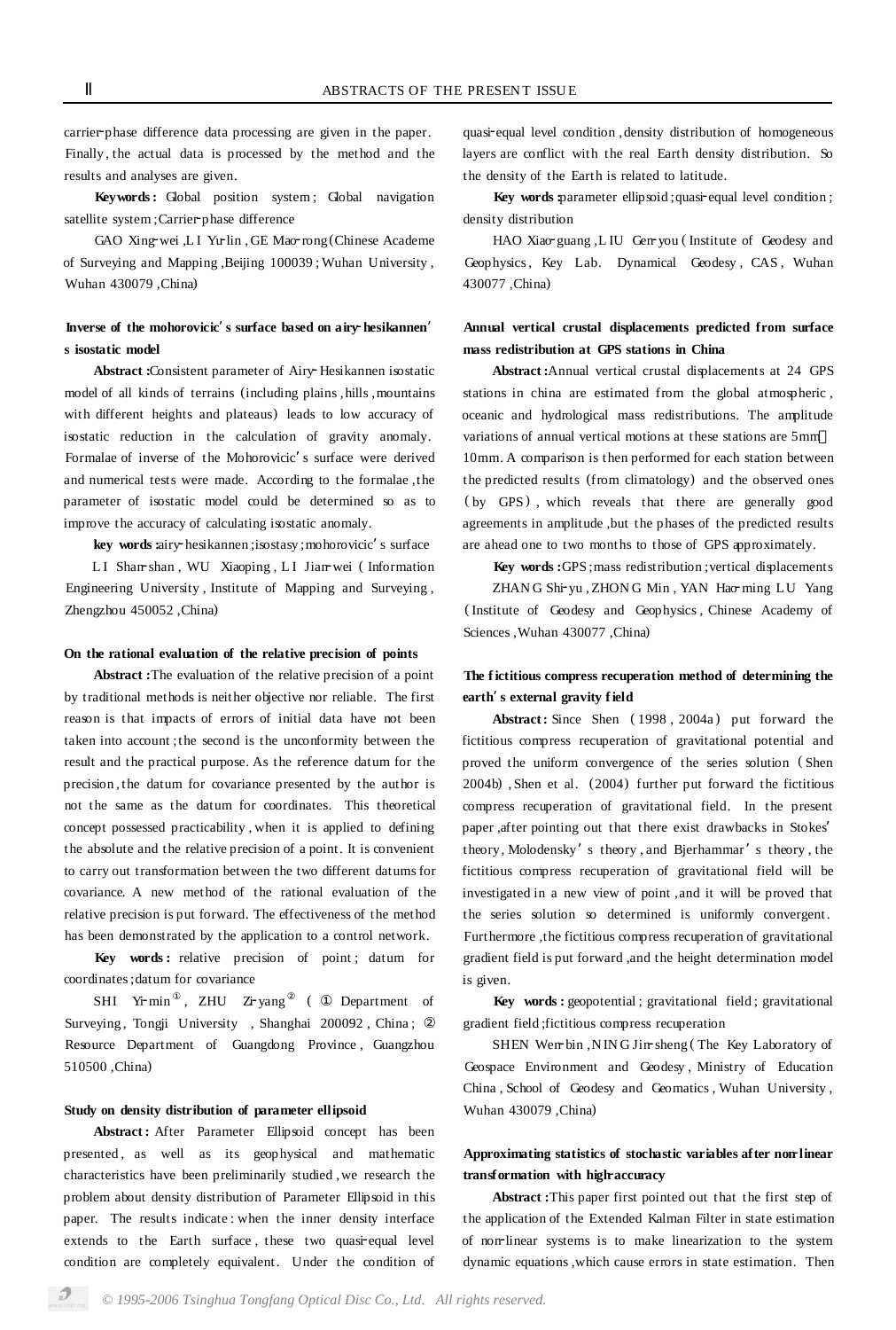carrier-phase difference data processing are given in the paper. Finally, the actual data is processed by the method and the results and analyses are given.

**Keywords:** Global position system; Global navigation satellite system; Carrier-phase difference

GAO Xing-wei, LI Yu-lin, GE Mao-rong (Chinese Academe of Surveying and Mapping, Beijing 100039; Wuhan University, Wuhan 430079, China)

**Inverse of the mohorovicic's surface based on airy-hesikannen's isostatic model**

**Abstract:** Consistent parameter of Airy-Hesikannen isostatic model of all kinds of terrains (including plains, hills, mountains with different heights and plateaus) leads to low accuracy of isostatic reduction in the calculation of gravity anomaly. Formalae of inverse of the Mohorovicic's surface were derived and numerical tests were made. According to the formalae, the parameter of isostatic model could be determined so as to improve the accuracy of calculating isostatic anomaly.

**key words:** airy-hesikannen; isostasy; mohorovicic's surface

LI Shan-shan, WU Xiaoping, LI Jian-wei (Information Engineering University, Institute of Mapping and Surveying, Zhengzhou 450052, China)

**On the rational evaluation of the relative precision of points**

**Abstract:** The evaluation of the relative precision of a point by traditional methods is neither objective nor reliable. The first reason is that impacts of errors of initial data have not been taken into account; the second is the unconformity between the result and the practical purpose. As the reference datum for the precision, the datum for covariance presented by the author is not the same as the datum for coordinates. This theoretical concept possessed practicability, when it is applied to defining the absolute and the relative precision of a point. It is convenient to carry out transformation between the two different datums for covariance. A new method of the rational evaluation of the relative precision is put forward. The effectiveness of the method has been demonstrated by the application to a control network.

**Key words:** relative precision of point; datum for coordinates; datum for covariance

SHI Yi-min[①], ZHU Zi-yang[②] (① Department of Surveying, Tongji University, Shanghai 200092, China; ② Resource Department of Guangdong Province, Guangzhou 510500, China)

**Study on density distribution of parameter ellipsoid**

**Abstract:** After Parameter Ellipsoid concept has been presented, as well as its geophysical and mathematic characteristics have been preliminarily studied, we research the problem about density distribution of Parameter Ellipsoid in this paper. The results indicate: when the inner density interface extends to the Earth surface, these two quasi-equal level condition are completely equivalent. Under the condition of quasi-equal level condition, density distribution of homogeneous layers are conflict with the real Earth density distribution. So the density of the Earth is related to latitude.

**Key words:** parameter ellipsoid; quasi-equal level condition; density distribution

HAO Xiao-guang, LIU Gen-you (Institute of Geodesy and Geophysics, Key Lab. Dynamical Geodesy, CAS, Wuhan 430077, China)

**Annual vertical crustal displacements predicted from surface mass redistribution at GPS stations in China**

**Abstract:** Annual vertical crustal displacements at 24 GPS stations in china are estimated from the global atmospheric, oceanic and hydrological mass redistributions. The amplitude variations of annual vertical motions at these stations are 5mm～10mm. A comparison is then performed for each station between the predicted results (from climatology) and the observed ones (by GPS), which reveals that there are generally good agreements in amplitude, but the phases of the predicted results are ahead one to two months to those of GPS approximately.

**Key words:** GPS; mass redistribution; vertical displacements

ZHANG Shi-yu, ZHONG Min, YAN Hao-ming LU Yang (Institute of Geodesy and Geophysics, Chinese Academy of Sciences, Wuhan 430077, China)

**The fictitious compress recuperation method of determining the earth's external gravity field**

**Abstract:** Since Shen (1998, 2004a) put forward the fictitious compress recuperation of gravitational potential and proved the uniform convergence of the series solution (Shen 2004b), Shen et al. (2004) further put forward the fictitious compress recuperation of gravitational field. In the present paper, after pointing out that there exist drawbacks in Stokes' theory, Molodensky's theory, and Bjerhammar's theory, the fictitious compress recuperation of gravitational field will be investigated in a new view of point, and it will be proved that the series solution so determined is uniformly convergent. Furthermore, the fictitious compress recuperation of gravitational gradient field is put forward, and the height determination model is given.

**Key words:** geopotential; gravitational field; gravitational gradient field; fictitious compress recuperation

SHEN Wen-bin, NING Jin-sheng (The Key Laboratory of Geospace Environment and Geodesy, Ministry of Education China, School of Geodesy and Geomatics, Wuhan University, Wuhan 430079, China)

**Approximating statistics of stochastic variables after non-linear transformation with high-accuracy**

**Abstract:** This paper first pointed out that the first step of the application of the Extended Kalman Filter in state estimation of non-linear systems is to make linearization to the system dynamic equations, which cause errors in state estimation. Then